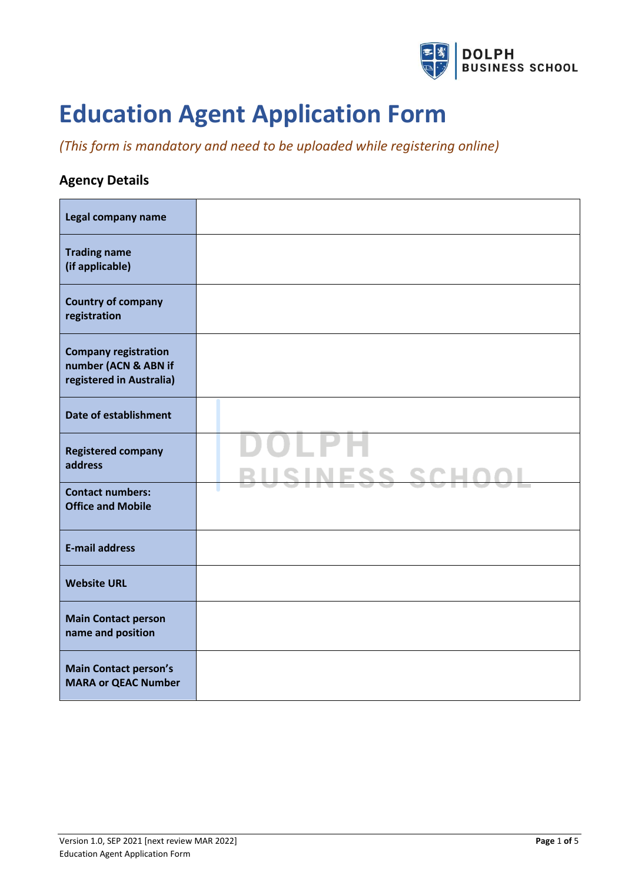# Education Agent Application Form

*(This form is mandatory and need to be uploaded while registering online)*

## Agency Details

| | |
|---|---|
| **Legal company name** | |
| **Trading name (if applicable)** | |
| **Country of company registration** | |
| **Company registration number (ACN & ABN if registered in Australia)** | |
| **Date of establishment** | |
| **Registered company address** | |
| **Contact numbers: Office and Mobile** | |
| **E-mail address** | |
| **Website URL** | |
| **Main Contact person name and position** | |
| **Main Contact person's MARA or QEAC Number** | |

Version 1.0, SEP 2021 [next review MAR 2022]
Education Agent Application Form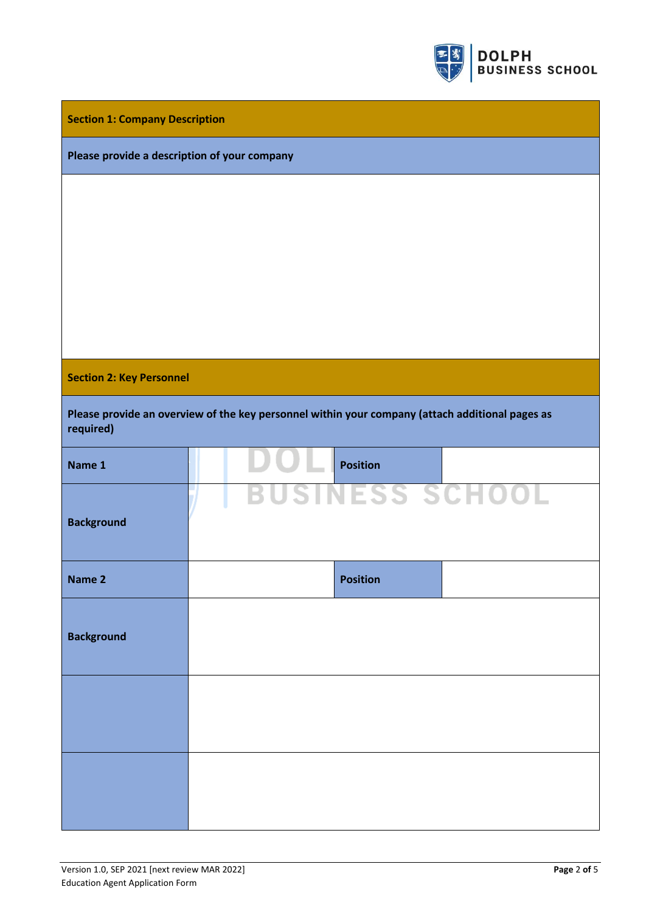## Section 1: Company Description

**Please provide a description of your company**

## Section 2: Key Personnel

**Please provide an overview of the key personnel within your company (attach additional pages as required)**

| **Name 1** | | **Position** | |
|---|---|---|---|
| **Background** | | | |
| **Name 2** | | **Position** | |
| **Background** | | | |
| | | | |
| | | | |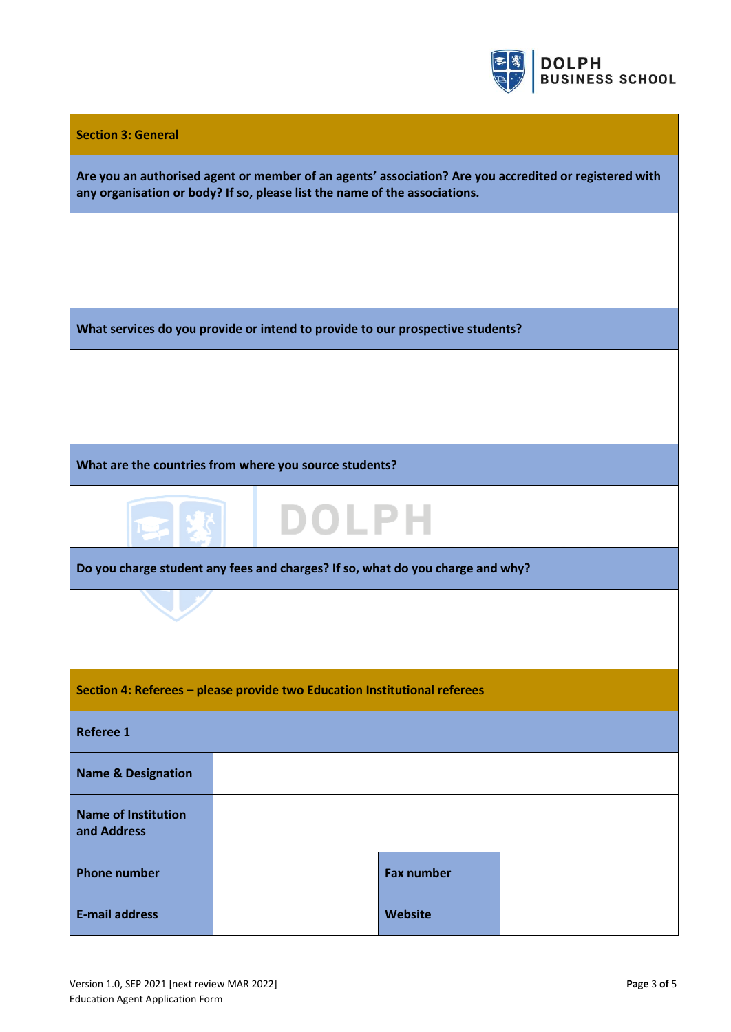## Section 3: General

**Are you an authorised agent or member of an agents' association? Are you accredited or registered with any organisation or body? If so, please list the name of the associations.**

**What services do you provide or intend to provide to our prospective students?**

**What are the countries from where you source students?**

**Do you charge student any fees and charges? If so, what do you charge and why?**

## Section 4: Referees – please provide two Education Institutional referees

**Referee 1**

| **Name & Designation** | | | |
|---|---|---|---|
| **Name of Institution and Address** | | | |
| **Phone number** | | **Fax number** | |
| **E-mail address** | | **Website** | |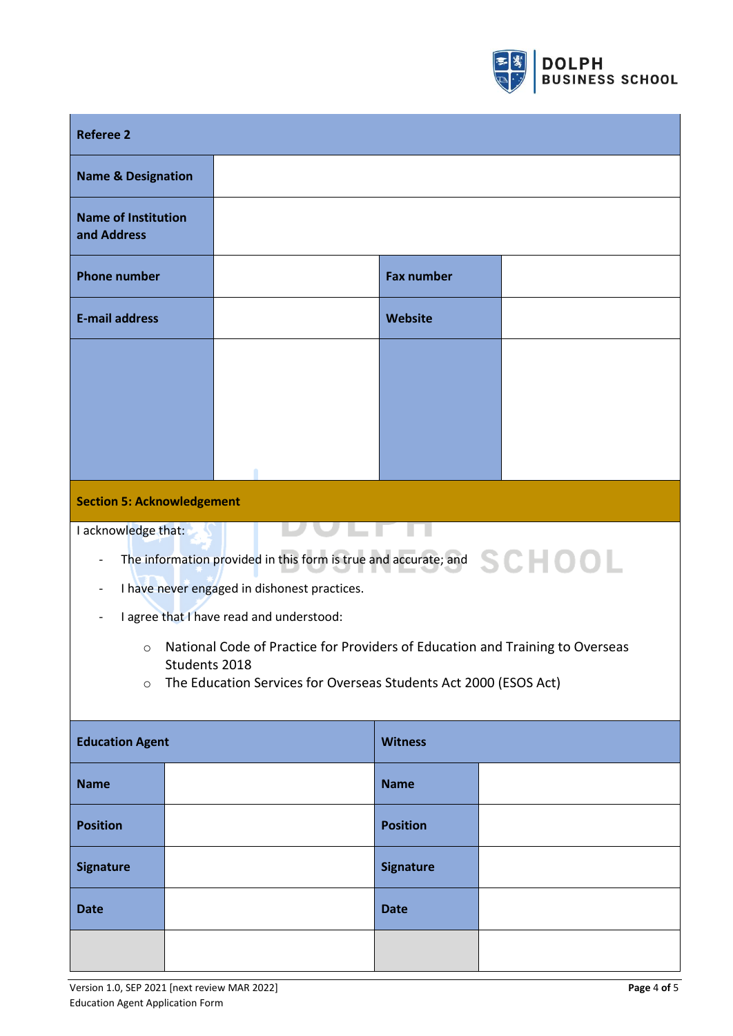| Referee 2 | | | |
|---|---|---|---|
| **Name & Designation** | | | |
| **Name of Institution and Address** | | | |
| **Phone number** | | **Fax number** | |
| **E-mail address** | | **Website** | |
| | | | |

## Section 5: Acknowledgement

I acknowledge that:

- The information provided in this form is true and accurate; and
- I have never engaged in dishonest practices.
- I agree that I have read and understood:
  - National Code of Practice for Providers of Education and Training to Overseas Students 2018
  - The Education Services for Overseas Students Act 2000 (ESOS Act)

| Education Agent | | Witness | |
|---|---|---|---|
| **Name** | | **Name** | |
| **Position** | | **Position** | |
| **Signature** | | **Signature** | |
| **Date** | | **Date** | |
| | | | |

Version 1.0, SEP 2021 [next review MAR 2022]
Education Agent Application Form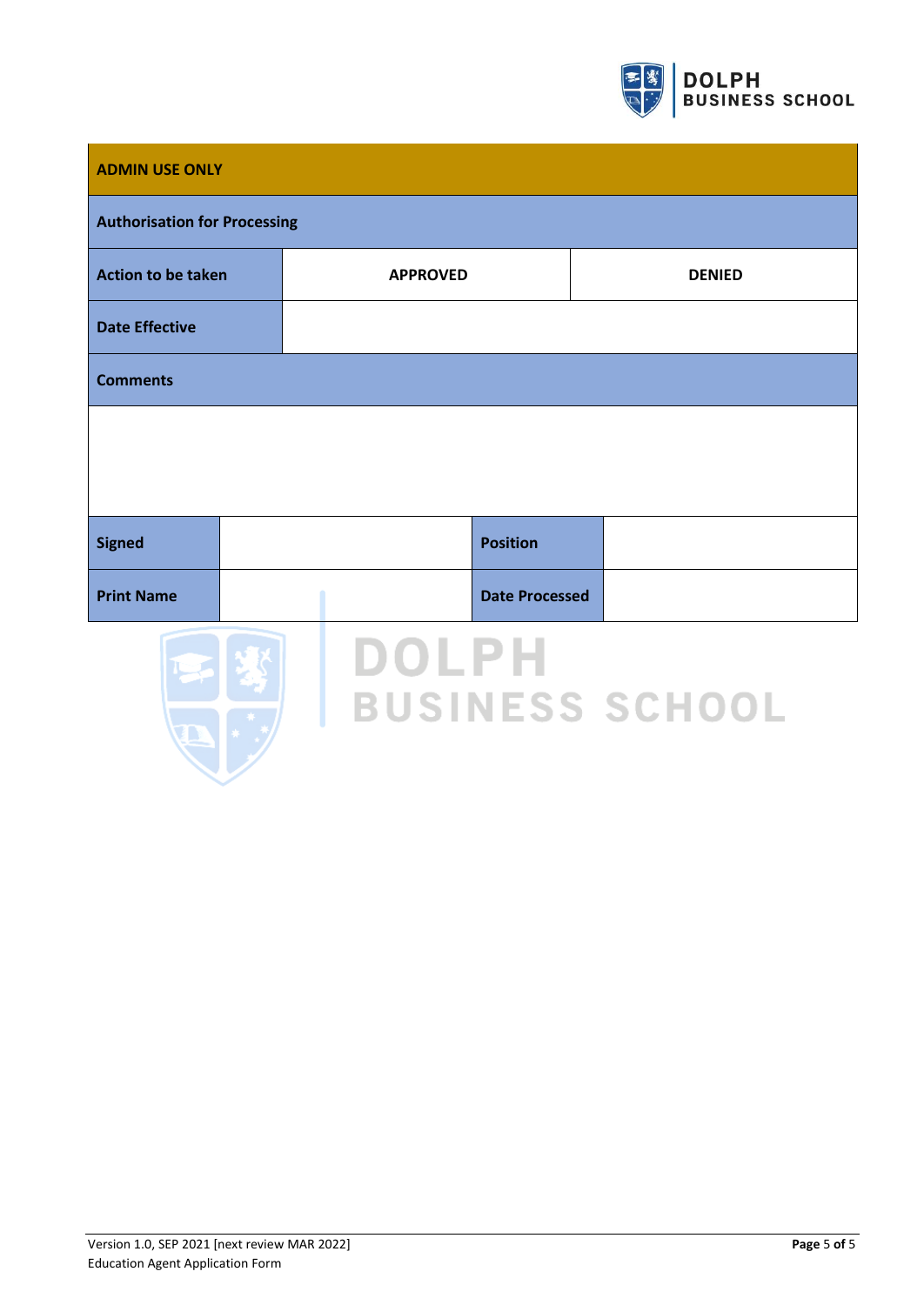| ADMIN USE ONLY | | | |
|---|---|---|---|
| **Authorisation for Processing** | | | |
| **Action to be taken** | **APPROVED** | | **DENIED** |
| **Date Effective** | | | |
| **Comments** | | | |
| | | | |
| **Signed** | | **Position** | |
| **Print Name** | | **Date Processed** | |